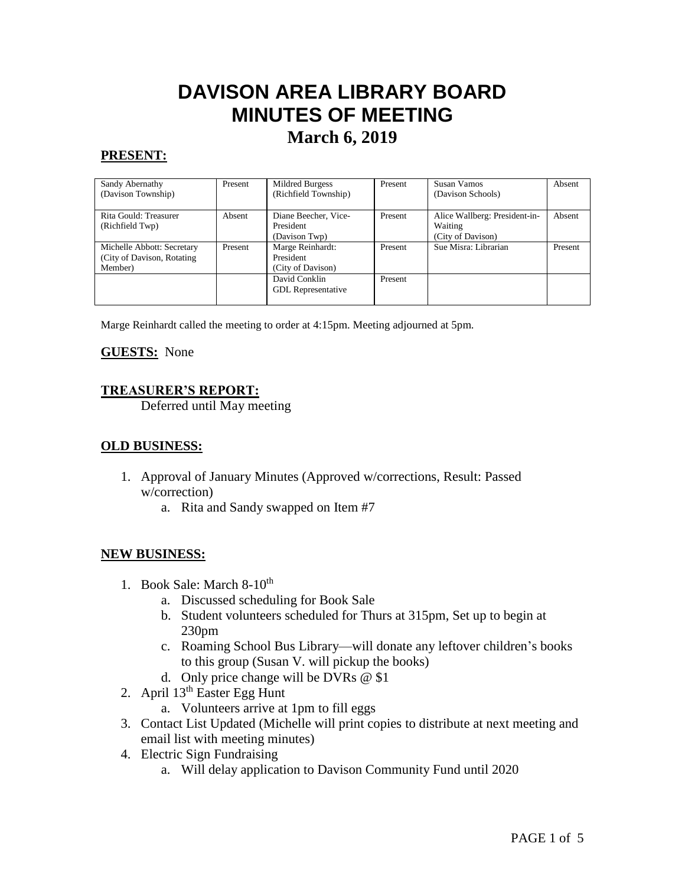# DAVISON AREA LIBRARY BOARD
# MINUTES OF MEETING
## March 6, 2019

**PRESENT:**

| | | | | | |
|---|---|---|---|---|---|
| Sandy Abernathy (Davison Township) | Present | Mildred Burgess (Richfield Township) | Present | Susan Vamos (Davison Schools) | Absent |
| Rita Gould: Treasurer (Richfield Twp) | Absent | Diane Beecher, Vice-President (Davison Twp) | Present | Alice Wallberg: President-in-Waiting (City of Davison) | Absent |
| Michelle Abbott: Secretary (City of Davison, Rotating Member) | Present | Marge Reinhardt: President (City of Davison) | Present | Sue Misra: Librarian | Present |
| | | David Conklin GDL Representative | Present | | |

Marge Reinhardt called the meeting to order at 4:15pm. Meeting adjourned at 5pm.

**GUESTS:** None

**TREASURER'S REPORT:**

Deferred until May meeting

**OLD BUSINESS:**

1. Approval of January Minutes (Approved w/corrections, Result: Passed w/correction)
   a. Rita and Sandy swapped on Item #7

**NEW BUSINESS:**

1. Book Sale: March 8-10th
   a. Discussed scheduling for Book Sale
   b. Student volunteers scheduled for Thurs at 315pm, Set up to begin at 230pm
   c. Roaming School Bus Library—will donate any leftover children's books to this group (Susan V. will pickup the books)
   d. Only price change will be DVRs @ $1
2. April 13th Easter Egg Hunt
   a. Volunteers arrive at 1pm to fill eggs
3. Contact List Updated (Michelle will print copies to distribute at next meeting and email list with meeting minutes)
4. Electric Sign Fundraising
   a. Will delay application to Davison Community Fund until 2020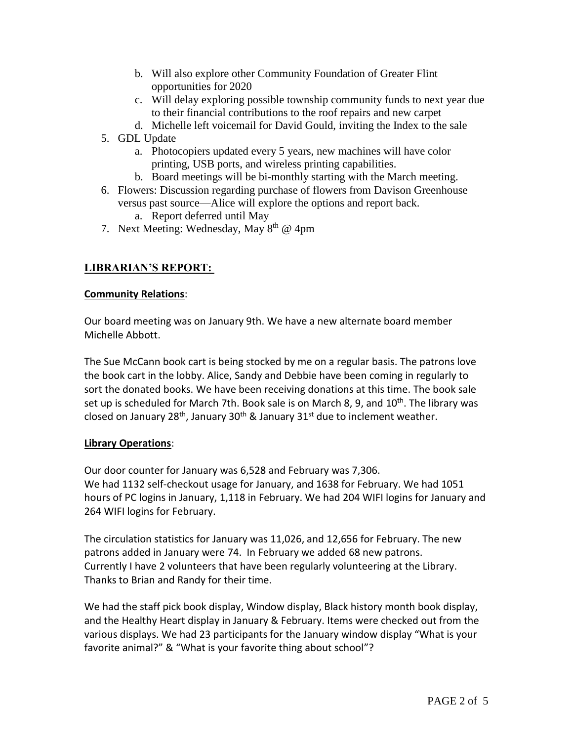b. Will also explore other Community Foundation of Greater Flint opportunities for 2020
   c. Will delay exploring possible township community funds to next year due to their financial contributions to the roof repairs and new carpet
   d. Michelle left voicemail for David Gould, inviting the Index to the sale

5. GDL Update
   a. Photocopiers updated every 5 years, new machines will have color printing, USB ports, and wireless printing capabilities.
   b. Board meetings will be bi-monthly starting with the March meeting.
6. Flowers: Discussion regarding purchase of flowers from Davison Greenhouse versus past source—Alice will explore the options and report back.
   a. Report deferred until May
7. Next Meeting: Wednesday, May 8th @ 4pm

## LIBRARIAN'S REPORT:

**Community Relations**:

Our board meeting was on January 9th. We have a new alternate board member Michelle Abbott.

The Sue McCann book cart is being stocked by me on a regular basis. The patrons love the book cart in the lobby. Alice, Sandy and Debbie have been coming in regularly to sort the donated books. We have been receiving donations at this time. The book sale set up is scheduled for March 7th. Book sale is on March 8, 9, and 10th. The library was closed on January 28th, January 30th & January 31st due to inclement weather.

**Library Operations**:

Our door counter for January was 6,528 and February was 7,306.
We had 1132 self-checkout usage for January, and 1638 for February. We had 1051 hours of PC logins in January, 1,118 in February. We had 204 WIFI logins for January and 264 WIFI logins for February.

The circulation statistics for January was 11,026, and 12,656 for February. The new patrons added in January were 74. In February we added 68 new patrons.
Currently I have 2 volunteers that have been regularly volunteering at the Library. Thanks to Brian and Randy for their time.

We had the staff pick book display, Window display, Black history month book display, and the Healthy Heart display in January & February. Items were checked out from the various displays. We had 23 participants for the January window display "What is your favorite animal?" & "What is your favorite thing about school"?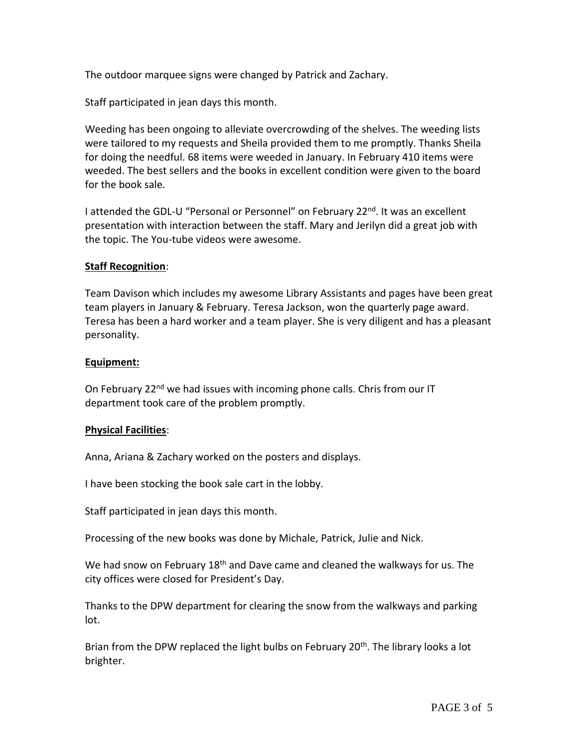The outdoor marquee signs were changed by Patrick and Zachary.

Staff participated in jean days this month.

Weeding has been ongoing to alleviate overcrowding of the shelves. The weeding lists were tailored to my requests and Sheila provided them to me promptly. Thanks Sheila for doing the needful. 68 items were weeded in January. In February 410 items were weeded. The best sellers and the books in excellent condition were given to the board for the book sale.

I attended the GDL-U "Personal or Personnel" on February 22nd. It was an excellent presentation with interaction between the staff. Mary and Jerilyn did a great job with the topic. The You-tube videos were awesome.

**Staff Recognition**:

Team Davison which includes my awesome Library Assistants and pages have been great team players in January & February. Teresa Jackson, won the quarterly page award. Teresa has been a hard worker and a team player. She is very diligent and has a pleasant personality.

**Equipment:**

On February 22nd we had issues with incoming phone calls. Chris from our IT department took care of the problem promptly.

**Physical Facilities**:

Anna, Ariana & Zachary worked on the posters and displays.

I have been stocking the book sale cart in the lobby.

Staff participated in jean days this month.

Processing of the new books was done by Michale, Patrick, Julie and Nick.

We had snow on February 18th and Dave came and cleaned the walkways for us. The city offices were closed for President's Day.

Thanks to the DPW department for clearing the snow from the walkways and parking lot.

Brian from the DPW replaced the light bulbs on February 20th. The library looks a lot brighter.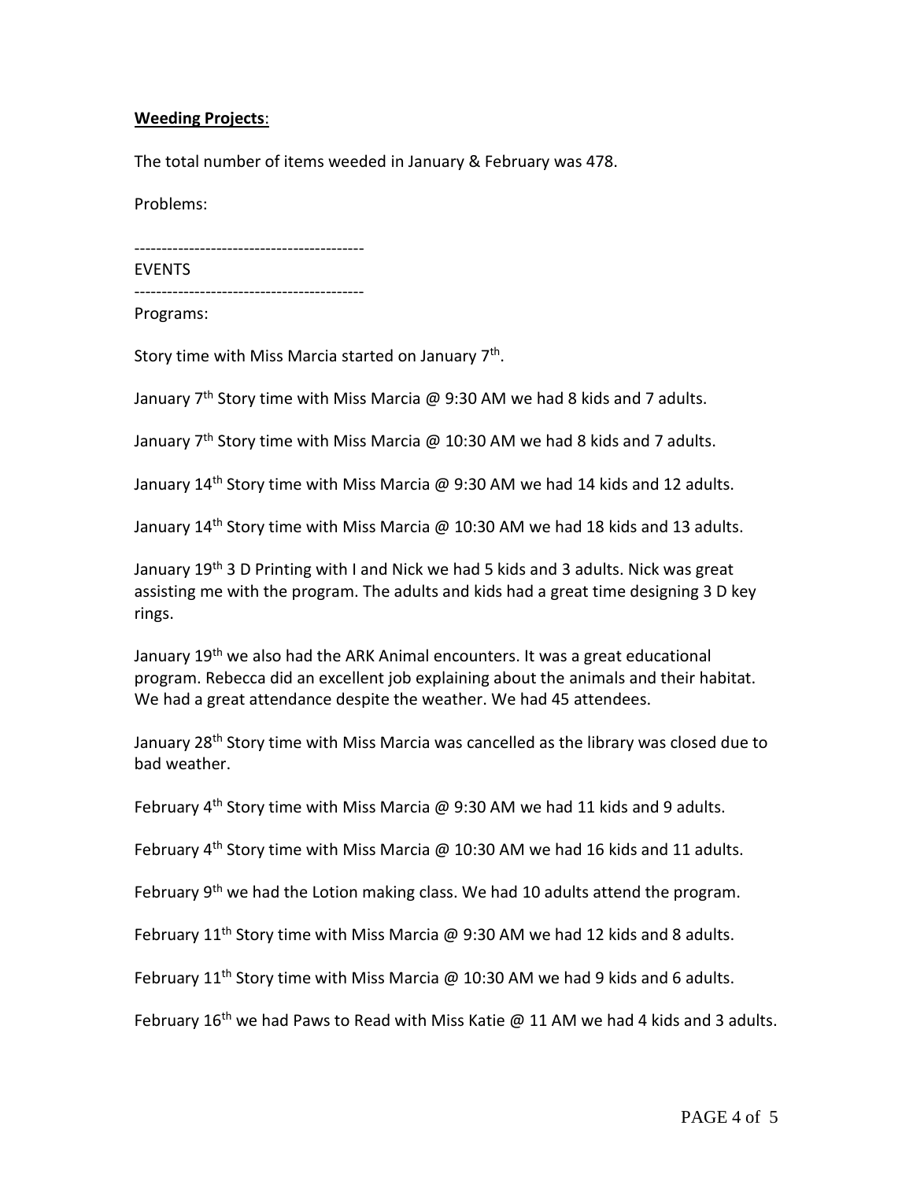**Weeding Projects**:

The total number of items weeded in January & February was 478.

Problems:

------------------------------------------

EVENTS

------------------------------------------

Programs:

Story time with Miss Marcia started on January 7th.

January 7th Story time with Miss Marcia @ 9:30 AM we had 8 kids and 7 adults.

January 7th Story time with Miss Marcia @ 10:30 AM we had 8 kids and 7 adults.

January 14th Story time with Miss Marcia @ 9:30 AM we had 14 kids and 12 adults.

January 14th Story time with Miss Marcia @ 10:30 AM we had 18 kids and 13 adults.

January 19th 3 D Printing with I and Nick we had 5 kids and 3 adults. Nick was great assisting me with the program. The adults and kids had a great time designing 3 D key rings.

January 19th we also had the ARK Animal encounters. It was a great educational program. Rebecca did an excellent job explaining about the animals and their habitat. We had a great attendance despite the weather. We had 45 attendees.

January 28th Story time with Miss Marcia was cancelled as the library was closed due to bad weather.

February 4th Story time with Miss Marcia @ 9:30 AM we had 11 kids and 9 adults.

February 4th Story time with Miss Marcia @ 10:30 AM we had 16 kids and 11 adults.

February 9th we had the Lotion making class. We had 10 adults attend the program.

February 11th Story time with Miss Marcia @ 9:30 AM we had 12 kids and 8 adults.

February 11th Story time with Miss Marcia @ 10:30 AM we had 9 kids and 6 adults.

February 16th we had Paws to Read with Miss Katie @ 11 AM we had 4 kids and 3 adults.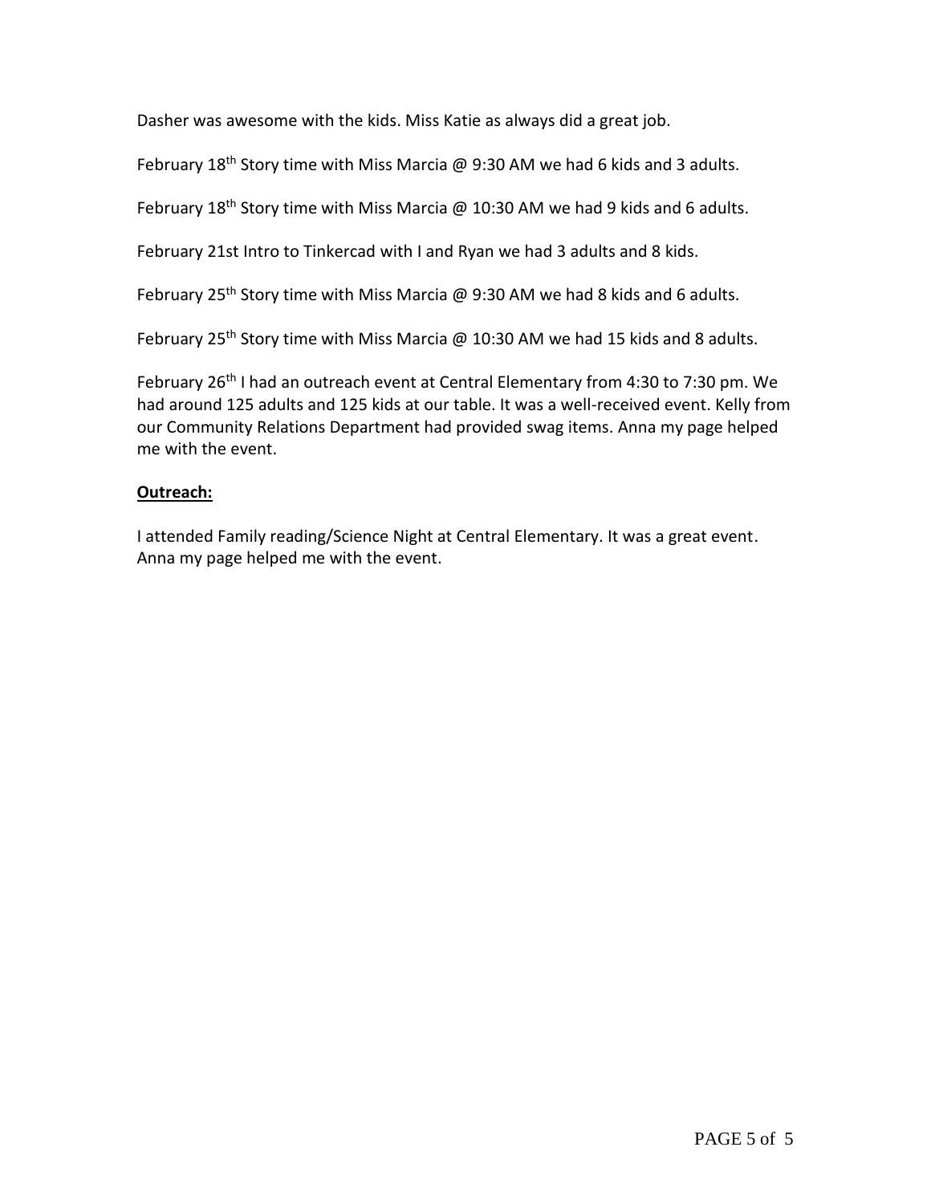Dasher was awesome with the kids. Miss Katie as always did a great job.

February 18th Story time with Miss Marcia @ 9:30 AM we had 6 kids and 3 adults.

February 18th Story time with Miss Marcia @ 10:30 AM we had 9 kids and 6 adults.

February 21st Intro to Tinkercad with I and Ryan we had 3 adults and 8 kids.

February 25th Story time with Miss Marcia @ 9:30 AM we had 8 kids and 6 adults.

February 25th Story time with Miss Marcia @ 10:30 AM we had 15 kids and 8 adults.

February 26th I had an outreach event at Central Elementary from 4:30 to 7:30 pm. We had around 125 adults and 125 kids at our table. It was a well-received event. Kelly from our Community Relations Department had provided swag items. Anna my page helped me with the event.

**<u>Outreach:</u>**

I attended Family reading/Science Night at Central Elementary. It was a great event. Anna my page helped me with the event.